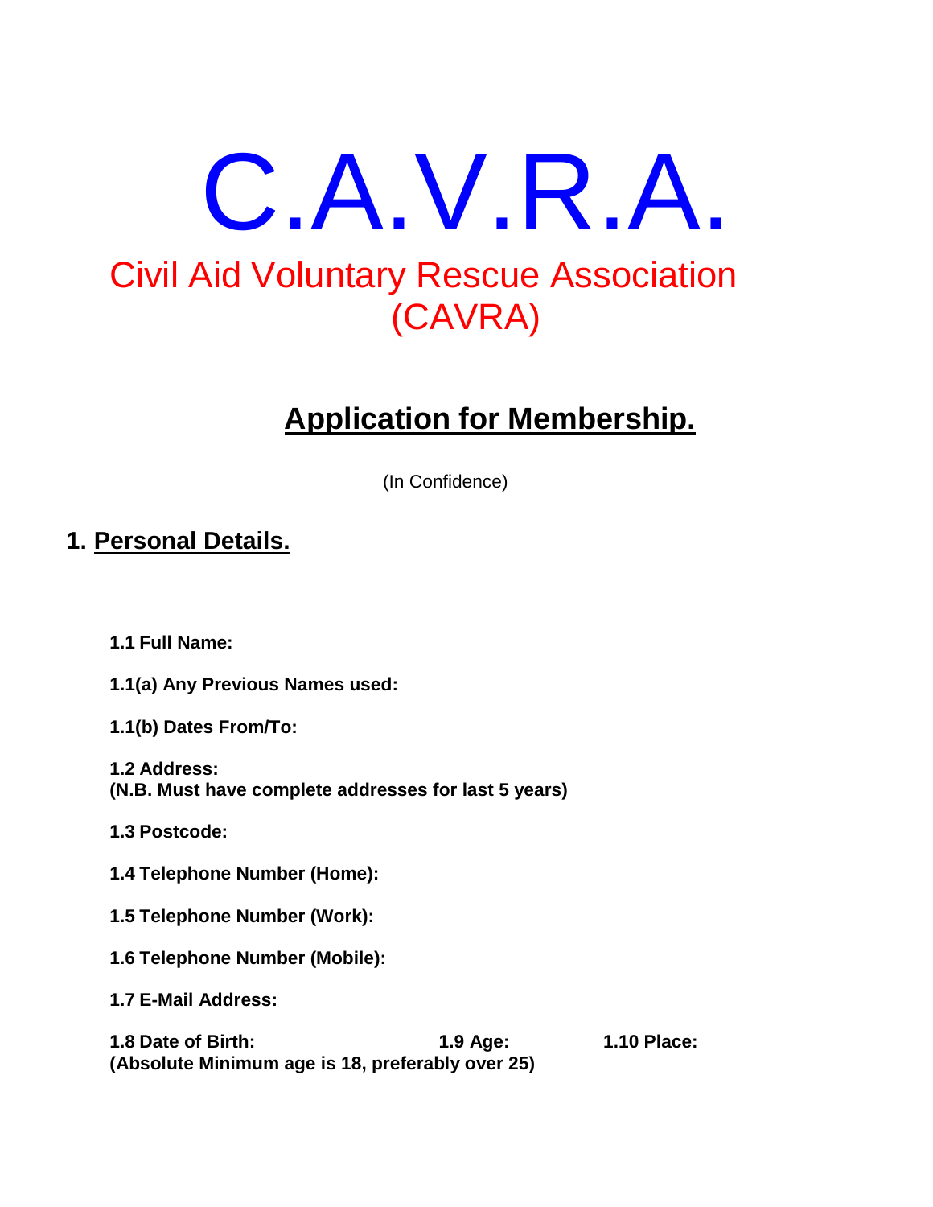# C.A.V.R.A.

## Civil Aid Voluntary Rescue Association (CAVRA)

## Application for Membership.

(In Confidence)

### 1. Personal Details.

**1.1 Full Name:**

**1.1(a) Any Previous Names used:**

**1.1(b) Dates From/To:**

**1.2 Address:**
**(N.B. Must have complete addresses for last 5 years)**

**1.3 Postcode:**

**1.4 Telephone Number (Home):**

**1.5 Telephone Number (Work):**

**1.6 Telephone Number (Mobile):**

**1.7 E-Mail Address:**

**1.8 Date of Birth:** **1.9 Age:** **1.10 Place:**
**(Absolute Minimum age is 18, preferably over 25)**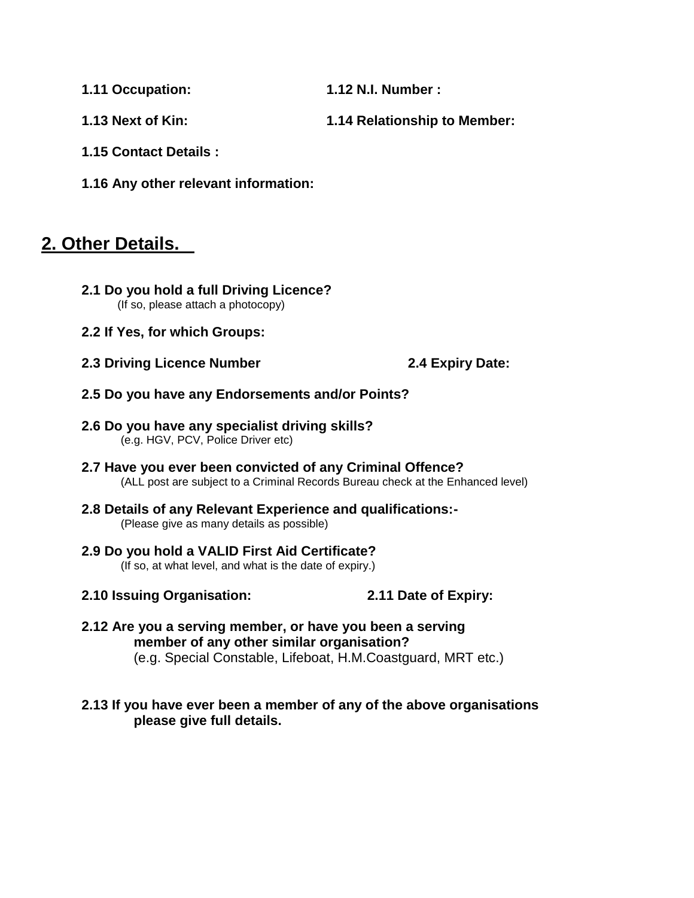**1.11 Occupation:** **1.12 N.I. Number :**

**1.13 Next of Kin:** **1.14 Relationship to Member:**

**1.15 Contact Details :**

**1.16 Any other relevant information:**

## 2. Other Details.

**2.1 Do you hold a full Driving Licence?**
(If so, please attach a photocopy)

**2.2 If Yes, for which Groups:**

**2.3 Driving Licence Number** **2.4 Expiry Date:**

**2.5 Do you have any Endorsements and/or Points?**

**2.6 Do you have any specialist driving skills?**
(e.g. HGV, PCV, Police Driver etc)

**2.7 Have you ever been convicted of any Criminal Offence?**
(ALL post are subject to a Criminal Records Bureau check at the Enhanced level)

**2.8 Details of any Relevant Experience and qualifications:-**
(Please give as many details as possible)

**2.9 Do you hold a VALID First Aid Certificate?**
(If so, at what level, and what is the date of expiry.)

**2.10 Issuing Organisation:** **2.11 Date of Expiry:**

**2.12 Are you a serving member, or have you been a serving member of any other similar organisation?**
(e.g. Special Constable, Lifeboat, H.M.Coastguard, MRT etc.)

**2.13 If you have ever been a member of any of the above organisations please give full details.**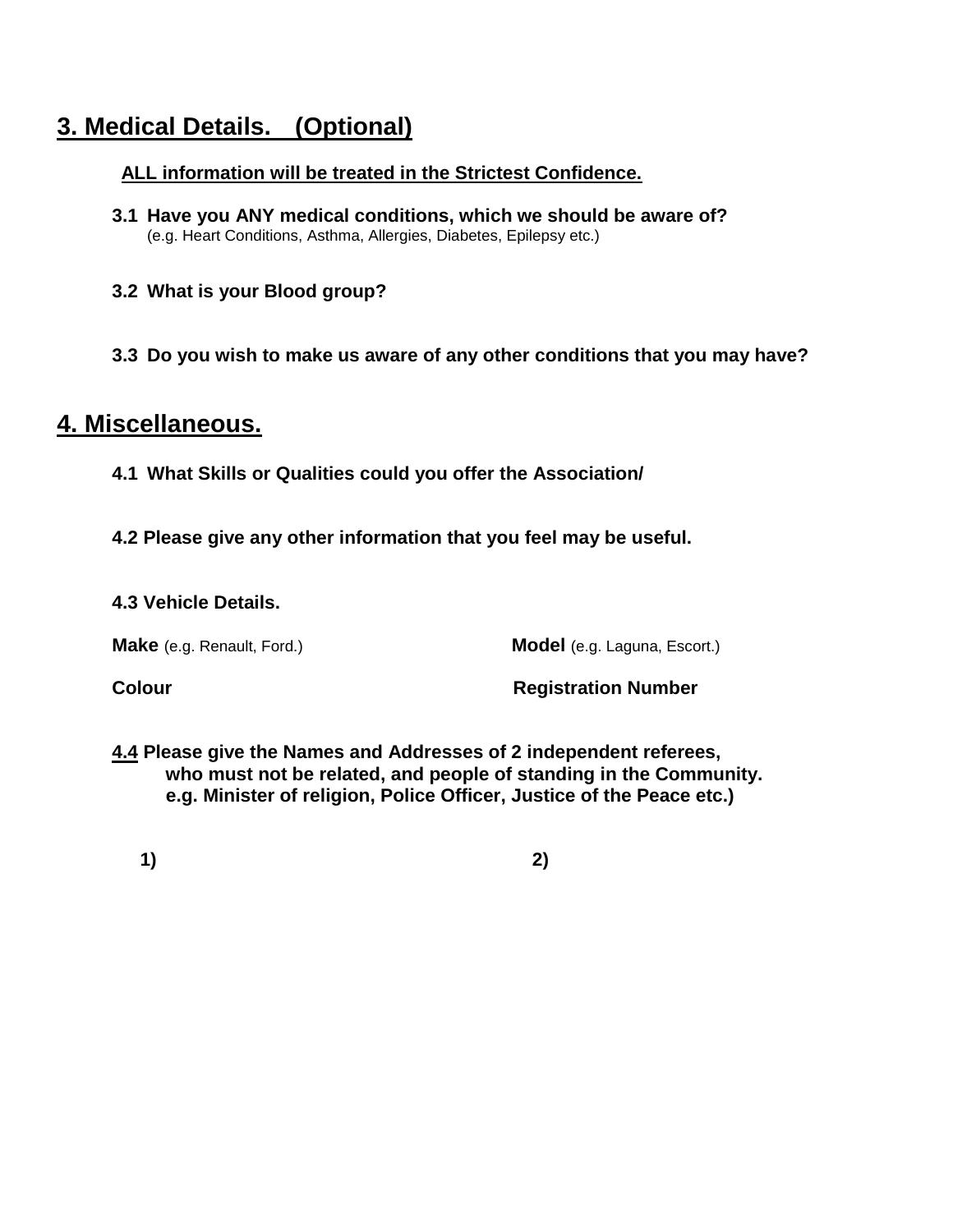## 3. Medical Details.   (Optional)

**ALL information will be treated in the Strictest Confidence.**

**3.1 Have you ANY medical conditions, which we should be aware of?**
(e.g. Heart Conditions, Asthma, Allergies, Diabetes, Epilepsy etc.)

**3.2 What is your Blood group?**

**3.3 Do you wish to make us aware of any other conditions that you may have?**

## 4. Miscellaneous.

**4.1 What Skills or Qualities could you offer the Association/**

**4.2 Please give any other information that you feel may be useful.**

**4.3 Vehicle Details.**

**Make** (e.g. Renault, Ford.)

**Model** (e.g. Laguna, Escort.)

**Colour**

**Registration Number**

**4.4 Please give the Names and Addresses of 2 independent referees, who must not be related, and people of standing in the Community. e.g. Minister of religion, Police Officer, Justice of the Peace etc.)**

**1)**

**2)**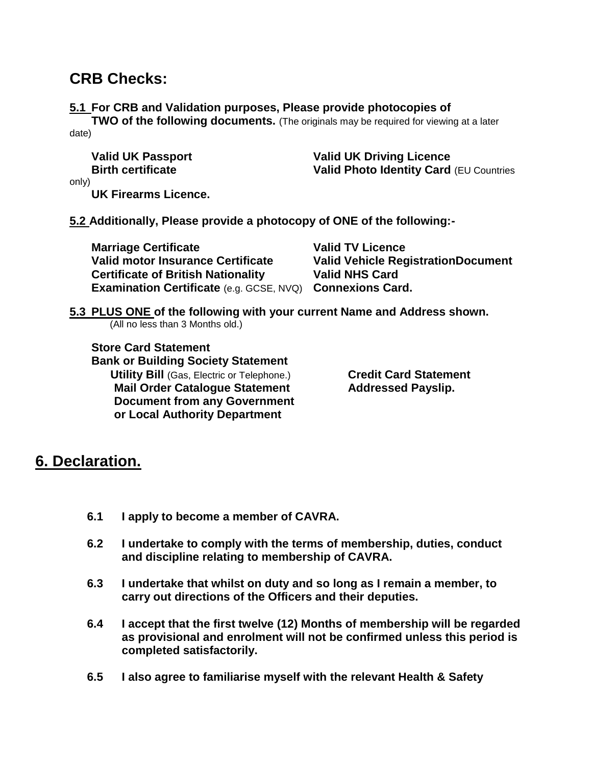## CRB Checks:

**5.1 For CRB and Validation purposes, Please provide photocopies of TWO of the following documents.** (The originals may be required for viewing at a later date)

- **Valid UK Passport**
- **Valid UK Driving Licence**
- **Birth certificate**
- **Valid Photo Identity Card** (EU Countries only)
- **UK Firearms Licence.**

**5.2 Additionally, Please provide a photocopy of ONE of the following:-**

- **Marriage Certificate**
- **Valid TV Licence**
- **Valid motor Insurance Certificate**
- **Valid Vehicle RegistrationDocument**
- **Certificate of British Nationality**
- **Valid NHS Card**
- **Examination Certificate** (e.g. GCSE, NVQ)
- **Connexions Card.**

**5.3 PLUS ONE of the following with your current Name and Address shown.** (All no less than 3 Months old.)

- **Store Card Statement**
- **Bank or Building Society Statement**
- **Utility Bill** (Gas, Electric or Telephone.)
- **Credit Card Statement**
- **Mail Order Catalogue Statement**
- **Addressed Payslip.**
- **Document from any Government or Local Authority Department**

## 6. Declaration.

**6.1** **I apply to become a member of CAVRA.**

**6.2** **I undertake to comply with the terms of membership, duties, conduct and discipline relating to membership of CAVRA.**

**6.3** **I undertake that whilst on duty and so long as I remain a member, to carry out directions of the Officers and their deputies.**

**6.4** **I accept that the first twelve (12) Months of membership will be regarded as provisional and enrolment will not be confirmed unless this period is completed satisfactorily.**

**6.5** **I also agree to familiarise myself with the relevant Health & Safety**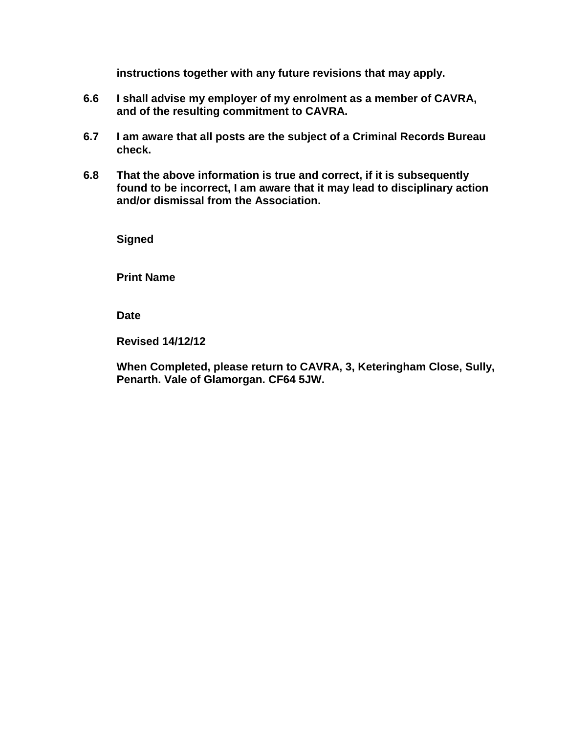**instructions together with any future revisions that may apply.**

**6.6 I shall advise my employer of my enrolment as a member of CAVRA, and of the resulting commitment to CAVRA.**

**6.7 I am aware that all posts are the subject of a Criminal Records Bureau check.**

**6.8 That the above information is true and correct, if it is subsequently found to be incorrect, I am aware that it may lead to disciplinary action and/or dismissal from the Association.**

**Signed**

**Print Name**

**Date**

**Revised 14/12/12**

**When Completed, please return to CAVRA, 3, Keteringham Close, Sully, Penarth. Vale of Glamorgan. CF64 5JW.**